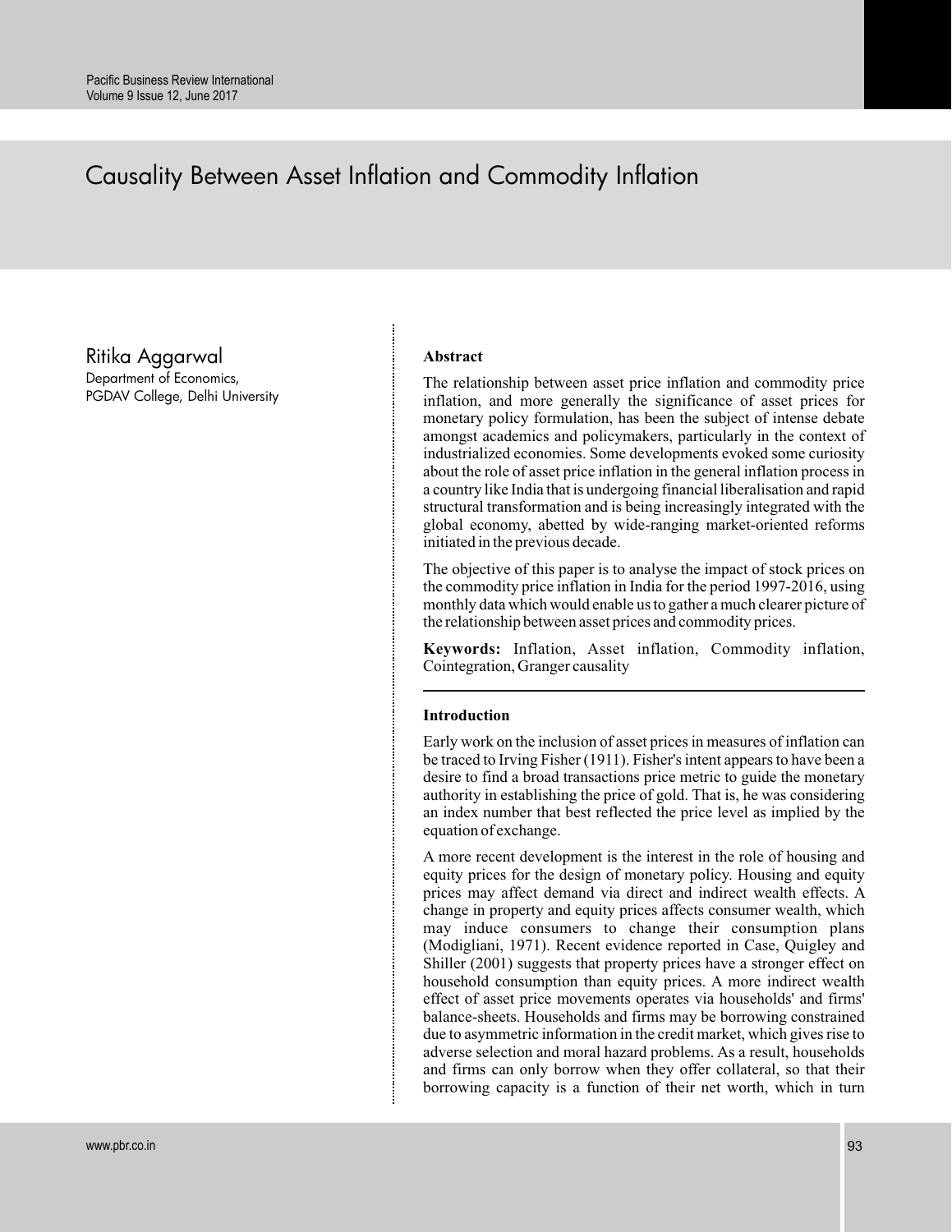# Causality Between Asset Inflation and Commodity Inflation

Ritika Aggarwal
Department of Economics,
PGDAV College, Delhi University

**Abstract**

The relationship between asset price inflation and commodity price inflation, and more generally the significance of asset prices for monetary policy formulation, has been the subject of intense debate amongst academics and policymakers, particularly in the context of industrialized economies. Some developments evoked some curiosity about the role of asset price inflation in the general inflation process in a country like India that is undergoing financial liberalisation and rapid structural transformation and is being increasingly integrated with the global economy, abetted by wide-ranging market-oriented reforms initiated in the previous decade.

The objective of this paper is to analyse the impact of stock prices on the commodity price inflation in India for the period 1997-2016, using monthly data which would enable us to gather a much clearer picture of the relationship between asset prices and commodity prices.

**Keywords:** Inflation, Asset inflation, Commodity inflation, Cointegration, Granger causality

## Introduction

Early work on the inclusion of asset prices in measures of inflation can be traced to Irving Fisher (1911). Fisher's intent appears to have been a desire to find a broad transactions price metric to guide the monetary authority in establishing the price of gold. That is, he was considering an index number that best reflected the price level as implied by the equation of exchange.

A more recent development is the interest in the role of housing and equity prices for the design of monetary policy. Housing and equity prices may affect demand via direct and indirect wealth effects. A change in property and equity prices affects consumer wealth, which may induce consumers to change their consumption plans (Modigliani, 1971). Recent evidence reported in Case, Quigley and Shiller (2001) suggests that property prices have a stronger effect on household consumption than equity prices. A more indirect wealth effect of asset price movements operates via households' and firms' balance-sheets. Households and firms may be borrowing constrained due to asymmetric information in the credit market, which gives rise to adverse selection and moral hazard problems. As a result, households and firms can only borrow when they offer collateral, so that their borrowing capacity is a function of their net worth, which in turn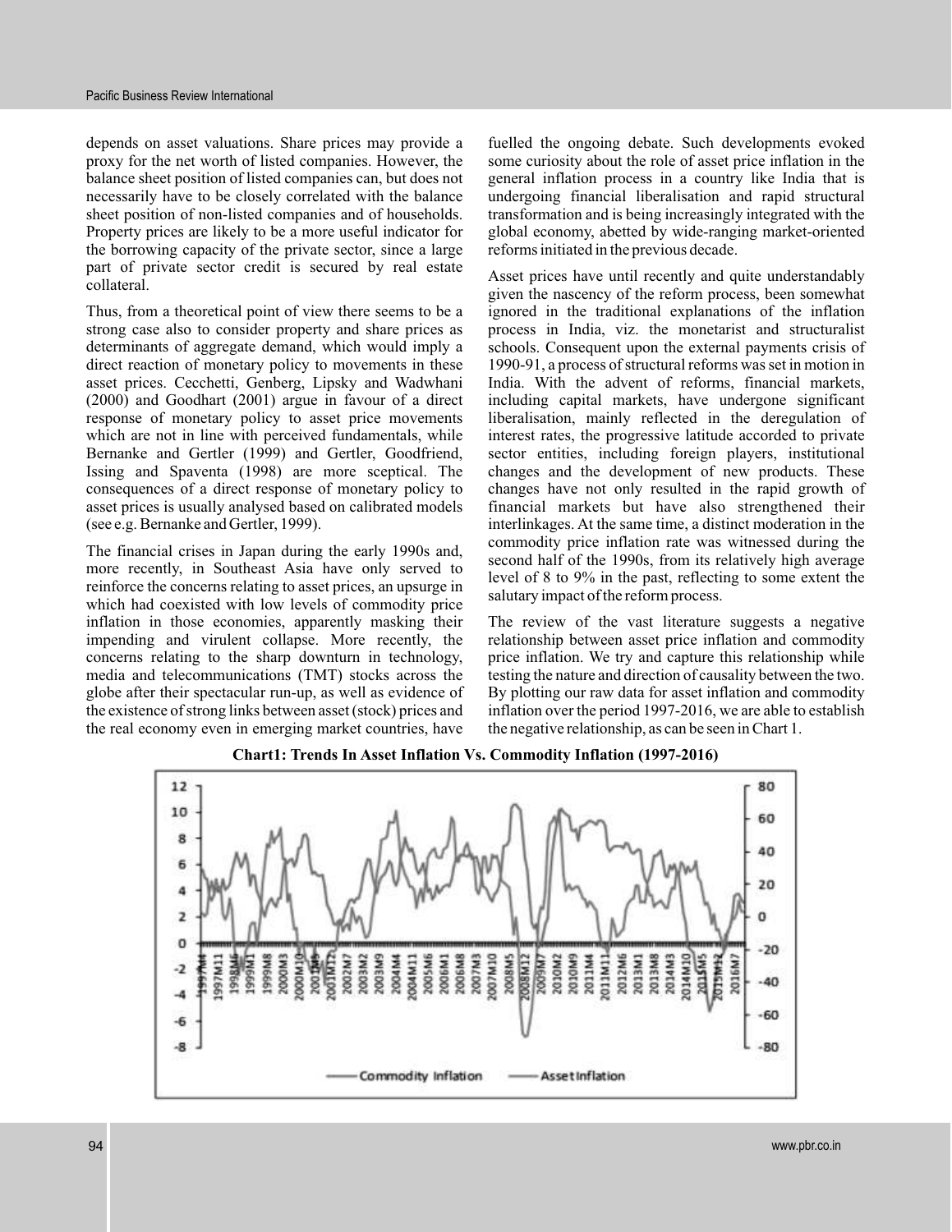depends on asset valuations. Share prices may provide a proxy for the net worth of listed companies. However, the balance sheet position of listed companies can, but does not necessarily have to be closely correlated with the balance sheet position of non-listed companies and of households. Property prices are likely to be a more useful indicator for the borrowing capacity of the private sector, since a large part of private sector credit is secured by real estate collateral.

Thus, from a theoretical point of view there seems to be a strong case also to consider property and share prices as determinants of aggregate demand, which would imply a direct reaction of monetary policy to movements in these asset prices. Cecchetti, Genberg, Lipsky and Wadwhani (2000) and Goodhart (2001) argue in favour of a direct response of monetary policy to asset price movements which are not in line with perceived fundamentals, while Bernanke and Gertler (1999) and Gertler, Goodfriend, Issing and Spaventa (1998) are more sceptical. The consequences of a direct response of monetary policy to asset prices is usually analysed based on calibrated models (see e.g. Bernanke and Gertler, 1999).

The financial crises in Japan during the early 1990s and, more recently, in Southeast Asia have only served to reinforce the concerns relating to asset prices, an upsurge in which had coexisted with low levels of commodity price inflation in those economies, apparently masking their impending and virulent collapse. More recently, the concerns relating to the sharp downturn in technology, media and telecommunications (TMT) stocks across the globe after their spectacular run-up, as well as evidence of the existence of strong links between asset (stock) prices and the real economy even in emerging market countries, have fuelled the ongoing debate. Such developments evoked some curiosity about the role of asset price inflation in the general inflation process in a country like India that is undergoing financial liberalisation and rapid structural transformation and is being increasingly integrated with the global economy, abetted by wide-ranging market-oriented reforms initiated in the previous decade.

Asset prices have until recently and quite understandably given the nascency of the reform process, been somewhat ignored in the traditional explanations of the inflation process in India, viz. the monetarist and structuralist schools. Consequent upon the external payments crisis of 1990-91, a process of structural reforms was set in motion in India. With the advent of reforms, financial markets, including capital markets, have undergone significant liberalisation, mainly reflected in the deregulation of interest rates, the progressive latitude accorded to private sector entities, including foreign players, institutional changes and the development of new products. These changes have not only resulted in the rapid growth of financial markets but have also strengthened their interlinkages. At the same time, a distinct moderation in the commodity price inflation rate was witnessed during the second half of the 1990s, from its relatively high average level of 8 to 9% in the past, reflecting to some extent the salutary impact of the reform process.

The review of the vast literature suggests a negative relationship between asset price inflation and commodity price inflation. We try and capture this relationship while testing the nature and direction of causality between the two. By plotting our raw data for asset inflation and commodity inflation over the period 1997-2016, we are able to establish the negative relationship, as can be seen in Chart 1.

**Chart1: Trends In Asset Inflation Vs. Commodity Inflation (1997-2016)**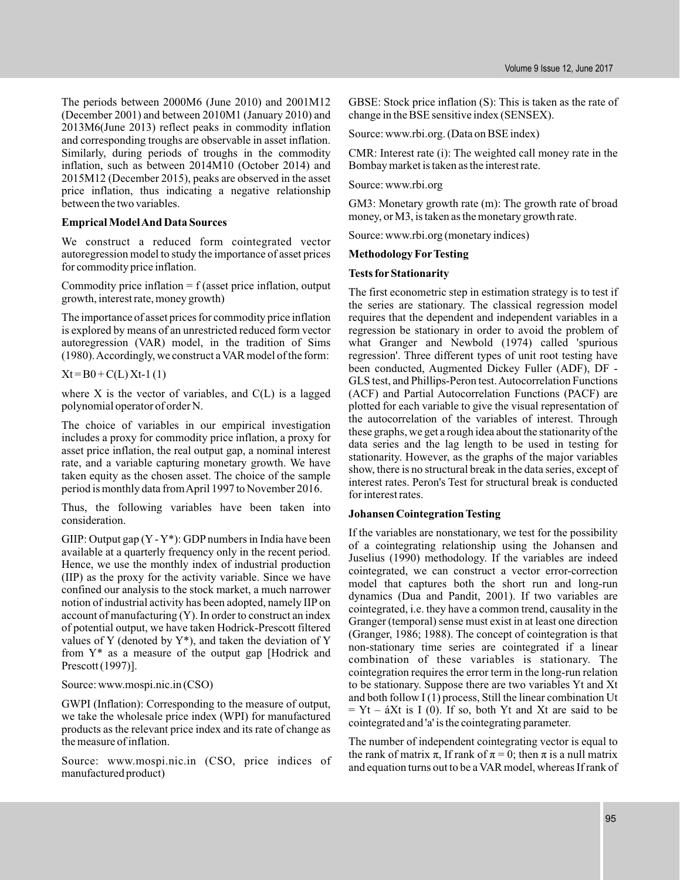The periods between 2000M6 (June 2010) and 2001M12 (December 2001) and between 2010M1 (January 2010) and 2013M6(June 2013) reflect peaks in commodity inflation and corresponding troughs are observable in asset inflation. Similarly, during periods of troughs in the commodity inflation, such as between 2014M10 (October 2014) and 2015M12 (December 2015), peaks are observed in the asset price inflation, thus indicating a negative relationship between the two variables.

**Emprical Model And Data Sources**

We construct a reduced form cointegrated vector autoregression model to study the importance of asset prices for commodity price inflation.

Commodity price inflation = f (asset price inflation, output growth, interest rate, money growth)

The importance of asset prices for commodity price inflation is explored by means of an unrestricted reduced form vector autoregression (VAR) model, in the tradition of Sims (1980). Accordingly, we construct a VAR model of the form:

$Xt = B0 + C(L)\, Xt\text{-}1$ (1)

where X is the vector of variables, and C(L) is a lagged polynomial operator of order N.

The choice of variables in our empirical investigation includes a proxy for commodity price inflation, a proxy for asset price inflation, the real output gap, a nominal interest rate, and a variable capturing monetary growth. We have taken equity as the chosen asset. The choice of the sample period is monthly data from April 1997 to November 2016.

Thus, the following variables have been taken into consideration.

GIIP: Output gap (Y - Y*): GDP numbers in India have been available at a quarterly frequency only in the recent period. Hence, we use the monthly index of industrial production (IIP) as the proxy for the activity variable. Since we have confined our analysis to the stock market, a much narrower notion of industrial activity has been adopted, namely IIP on account of manufacturing (Y). In order to construct an index of potential output, we have taken Hodrick-Prescott filtered values of Y (denoted by Y*), and taken the deviation of Y from Y* as a measure of the output gap [Hodrick and Prescott (1997)].

Source: www.mospi.nic.in (CSO)

GWPI (Inflation): Corresponding to the measure of output, we take the wholesale price index (WPI) for manufactured products as the relevant price index and its rate of change as the measure of inflation.

Source: www.mospi.nic.in (CSO, price indices of manufactured product)

GBSE: Stock price inflation (S): This is taken as the rate of change in the BSE sensitive index (SENSEX).

Source: www.rbi.org. (Data on BSE index)

CMR: Interest rate (i): The weighted call money rate in the Bombay market is taken as the interest rate.

Source: www.rbi.org

GM3: Monetary growth rate (m): The growth rate of broad money, or M3, is taken as the monetary growth rate.

Source: www.rbi.org (monetary indices)

**Methodology For Testing**

**Tests for Stationarity**

The first econometric step in estimation strategy is to test if the series are stationary. The classical regression model requires that the dependent and independent variables in a regression be stationary in order to avoid the problem of what Granger and Newbold (1974) called 'spurious regression'. Three different types of unit root testing have been conducted, Augmented Dickey Fuller (ADF), DF - GLS test, and Phillips-Peron test. Autocorrelation Functions (ACF) and Partial Autocorrelation Functions (PACF) are plotted for each variable to give the visual representation of the autocorrelation of the variables of interest. Through these graphs, we get a rough idea about the stationarity of the data series and the lag length to be used in testing for stationarity. However, as the graphs of the major variables show, there is no structural break in the data series, except of interest rates. Peron's Test for structural break is conducted for interest rates.

**Johansen Cointegration Testing**

If the variables are nonstationary, we test for the possibility of a cointegrating relationship using the Johansen and Juselius (1990) methodology. If the variables are indeed cointegrated, we can construct a vector error-correction model that captures both the short run and long-run dynamics (Dua and Pandit, 2001). If two variables are cointegrated, i.e. they have a common trend, causality in the Granger (temporal) sense must exist in at least one direction (Granger, 1986; 1988). The concept of cointegration is that non-stationary time series are cointegrated if a linear combination of these variables is stationary. The cointegration requires the error term in the long-run relation to be stationary. Suppose there are two variables Yt and Xt and both follow I (1) process, Still the linear combination $Ut = Yt - áXt$ is I (0). If so, both Yt and Xt are said to be cointegrated and 'a' is the cointegrating parameter.

The number of independent cointegrating vector is equal to the rank of matrix $\pi$, If rank of $\pi = 0$; then $\pi$ is a null matrix and equation turns out to be a VAR model, whereas If rank of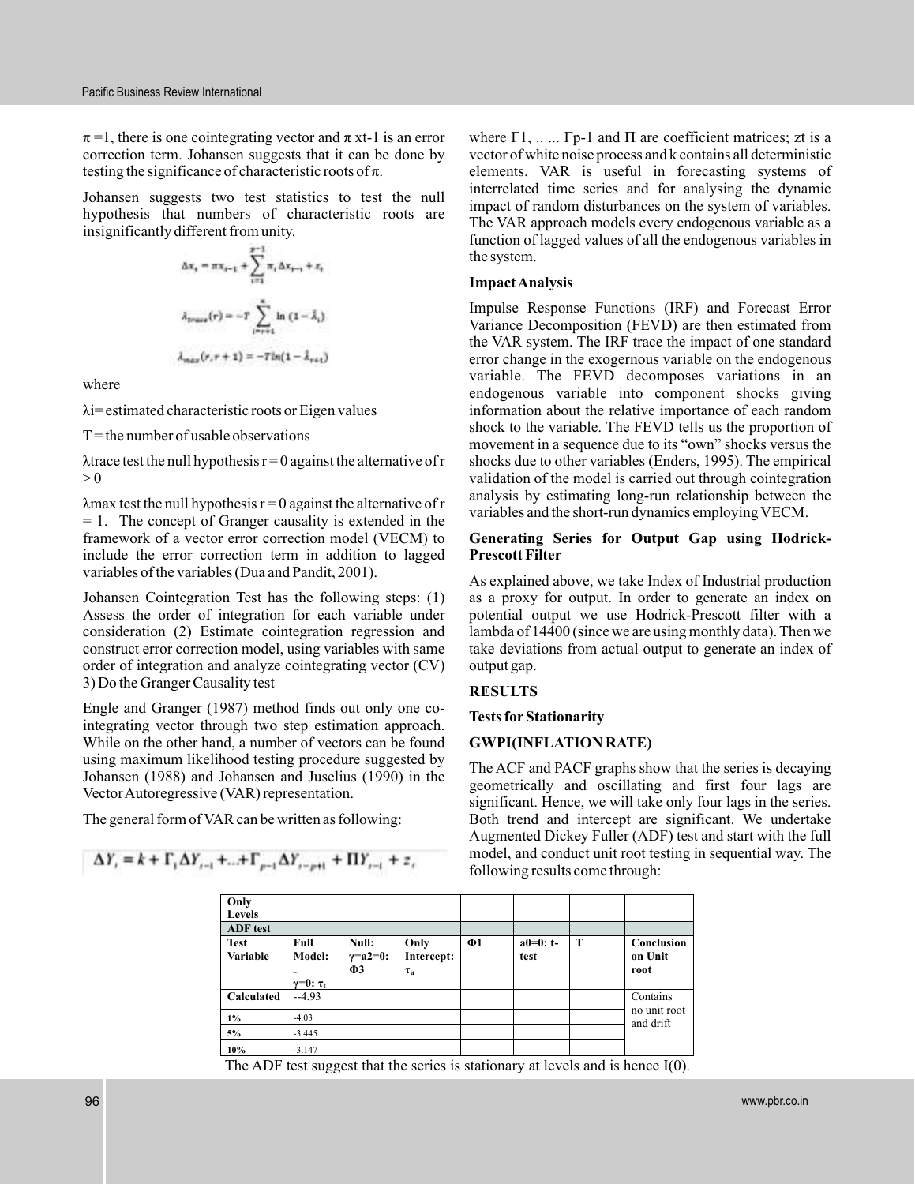$\pi = 1$, there is one cointegrating vector and $\pi$ xt-1 is an error correction term. Johansen suggests that it can be done by testing the significance of characteristic roots of $\pi$.

Johansen suggests two test statistics to test the null hypothesis that numbers of characteristic roots are insignificantly different from unity.

$$\Delta x_t = \pi x_{t-1} + \sum_{i=1}^{p-1} \pi_i \Delta x_{t-i} + \varepsilon_t$$

$$\lambda_{trace}(r) = -T \sum_{i=r+1}^{n} \ln(1 - \hat{\lambda}_i)$$

$$\lambda_{max}(r, r+1) = -T \ln(1 - \hat{\lambda}_{r+1})$$

where

$\lambda i$ = estimated characteristic roots or Eigen values

T = the number of usable observations

$\lambda$trace test the null hypothesis $r = 0$ against the alternative of $r > 0$

$\lambda$max test the null hypothesis $r = 0$ against the alternative of $r = 1$. The concept of Granger causality is extended in the framework of a vector error correction model (VECM) to include the error correction term in addition to lagged variables of the variables (Dua and Pandit, 2001).

Johansen Cointegration Test has the following steps: (1) Assess the order of integration for each variable under consideration (2) Estimate cointegration regression and construct error correction model, using variables with same order of integration and analyze cointegrating vector (CV) 3) Do the Granger Causality test

Engle and Granger (1987) method finds out only one co-integrating vector through two step estimation approach. While on the other hand, a number of vectors can be found using maximum likelihood testing procedure suggested by Johansen (1988) and Johansen and Juselius (1990) in the Vector Autoregressive (VAR) representation.

The general form of VAR can be written as following:

$$\Delta Y_t = k + \Gamma_1 \Delta Y_{t-1} + \ldots + \Gamma_{p-1} \Delta Y_{t-p+1} + \Pi Y_{t-1} + z_t$$

where $\Gamma 1$, .. ... $\Gamma p$-1 and $\Pi$ are coefficient matrices; zt is a vector of white noise process and k contains all deterministic elements. VAR is useful in forecasting systems of interrelated time series and for analysing the dynamic impact of random disturbances on the system of variables. The VAR approach models every endogenous variable as a function of lagged values of all the endogenous variables in the system.

### Impact Analysis

Impulse Response Functions (IRF) and Forecast Error Variance Decomposition (FEVD) are then estimated from the VAR system. The IRF trace the impact of one standard error change in the exogernous variable on the endogenous variable. The FEVD decomposes variations in an endogenous variable into component shocks giving information about the relative importance of each random shock to the variable. The FEVD tells us the proportion of movement in a sequence due to its "own" shocks versus the shocks due to other variables (Enders, 1995). The empirical validation of the model is carried out through cointegration analysis by estimating long-run relationship between the variables and the short-run dynamics employing VECM.

### Generating Series for Output Gap using Hodrick-Prescott Filter

As explained above, we take Index of Industrial production as a proxy for output. In order to generate an index on potential output we use Hodrick-Prescott filter with a lambda of 14400 (since we are using monthly data). Then we take deviations from actual output to generate an index of output gap.

## RESULTS

### Tests for Stationarity

### GWPI(INFLATION RATE)

The ACF and PACF graphs show that the series is decaying geometrically and oscillating and first four lags are significant. Hence, we will take only four lags in the series. Both trend and intercept are significant. We undertake Augmented Dickey Fuller (ADF) test and start with the full model, and conduct unit root testing in sequential way. The following results come through:

| **Only Levels** | | | | | | | |
|---|---|---|---|---|---|---|---|
| **ADF test** | | | | | | | |
| **Test Variable** | **Full Model: $\gamma=0$: $\tau_t$** | **Null: $\gamma$=a2=0: $\Phi 3$** | **Only Intercept: $\tau_\mu$** | **$\Phi 1$** | **a0=0: t-test** | **T** | **Conclusion on Unit root** |
| **Calculated** | --4.93 | | | | | | Contains no unit root and drift |
| **1%** | -4.03 | | | | | | |
| **5%** | -3.445 | | | | | | |
| **10%** | -3.147 | | | | | | |

The ADF test suggest that the series is stationary at levels and is hence I(0).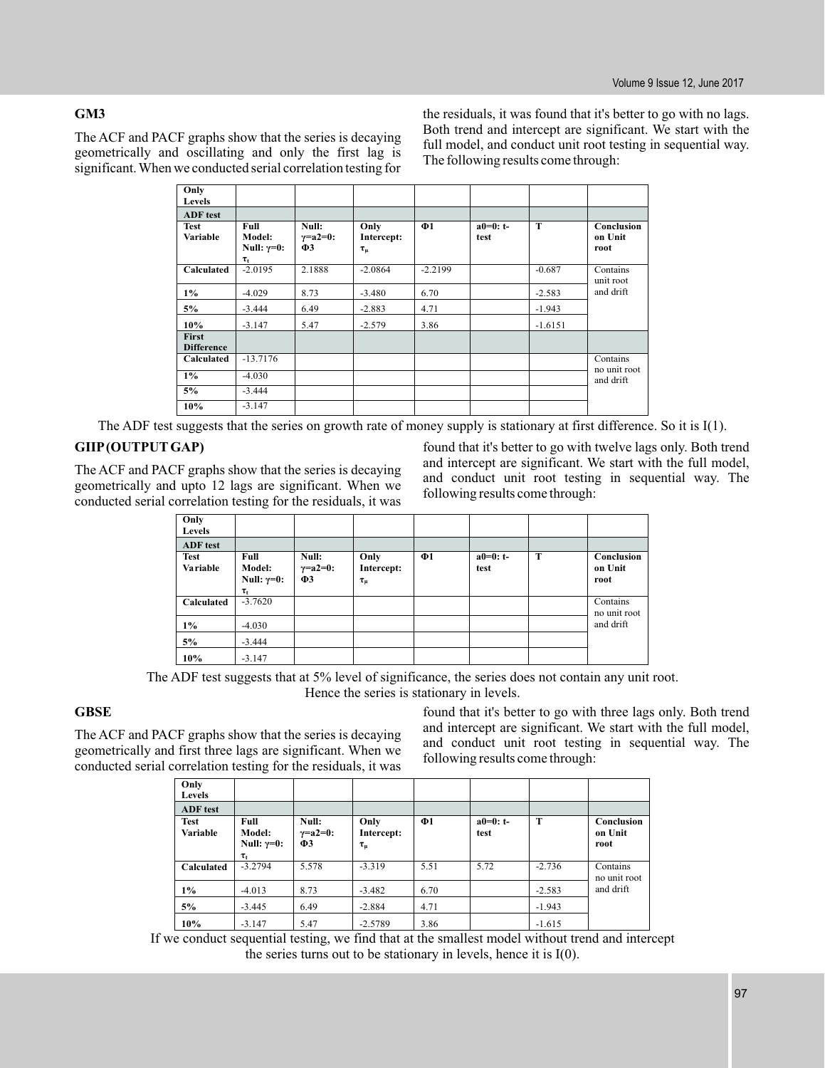### GM3

The ACF and PACF graphs show that the series is decaying geometrically and oscillating and only the first lag is significant. When we conducted serial correlation testing for the residuals, it was found that it's better to go with no lags. Both trend and intercept are significant. We start with the full model, and conduct unit root testing in sequential way. The following results come through:

| Only Levels | | | | | | | |
|---|---|---|---|---|---|---|---|
| **ADF test** | | | | | | | |
| **Test Variable** | **Full Model: Null: $\gamma$=0: $\tau_t$** | **Null: $\gamma$=a2=0: $\Phi 3$** | **Only Intercept: $\tau_\mu$** | **$\Phi 1$** | **a0=0: t-test** | **T** | **Conclusion on Unit root** |
| **Calculated** | -2.0195 | 2.1888 | -2.0864 | -2.2199 | | -0.687 | Contains unit root and drift |
| **1%** | -4.029 | 8.73 | -3.480 | 6.70 | | -2.583 | |
| **5%** | -3.444 | 6.49 | -2.883 | 4.71 | | -1.943 | |
| **10%** | -3.147 | 5.47 | -2.579 | 3.86 | | -1.6151 | |
| **First Difference** | | | | | | | |
| **Calculated** | -13.7176 | | | | | | Contains no unit root and drift |
| **1%** | -4.030 | | | | | | |
| **5%** | -3.444 | | | | | | |
| **10%** | -3.147 | | | | | | |

The ADF test suggests that the series on growth rate of money supply is stationary at first difference. So it is I(1).

### GIIP (OUTPUT GAP)

The ACF and PACF graphs show that the series is decaying geometrically and upto 12 lags are significant. When we conducted serial correlation testing for the residuals, it was found that it's better to go with twelve lags only. Both trend and intercept are significant. We start with the full model, and conduct unit root testing in sequential way. The following results come through:

| Only Levels | | | | | | | |
|---|---|---|---|---|---|---|---|
| **ADF test** | | | | | | | |
| **Test Variable** | **Full Model: Null: $\gamma$=0: $\tau_t$** | **Null: $\gamma$=a2=0: $\Phi 3$** | **Only Intercept: $\tau_\mu$** | **$\Phi 1$** | **a0=0: t-test** | **T** | **Conclusion on Unit root** |
| **Calculated** | -3.7620 | | | | | | Contains no unit root and drift |
| **1%** | -4.030 | | | | | | |
| **5%** | -3.444 | | | | | | |
| **10%** | -3.147 | | | | | | |

The ADF test suggests that at 5% level of significance, the series does not contain any unit root. Hence the series is stationary in levels.

### GBSE

The ACF and PACF graphs show that the series is decaying geometrically and first three lags are significant. When we conducted serial correlation testing for the residuals, it was found that it's better to go with three lags only. Both trend and intercept are significant. We start with the full model, and conduct unit root testing in sequential way. The following results come through:

| Only Levels | | | | | | | |
|---|---|---|---|---|---|---|---|
| **ADF test** | | | | | | | |
| **Test Variable** | **Full Model: Null: $\gamma$=0: $\tau_t$** | **Null: $\gamma$=a2=0: $\Phi 3$** | **Only Intercept: $\tau_\mu$** | **$\Phi 1$** | **a0=0: t-test** | **T** | **Conclusion on Unit root** |
| **Calculated** | -3.2794 | 5.578 | -3.319 | 5.51 | 5.72 | -2.736 | Contains no unit root and drift |
| **1%** | -4.013 | 8.73 | -3.482 | 6.70 | | -2.583 | |
| **5%** | -3.445 | 6.49 | -2.884 | 4.71 | | -1.943 | |
| **10%** | -3.147 | 5.47 | -2.5789 | 3.86 | | -1.615 | |

If we conduct sequential testing, we find that at the smallest model without trend and intercept the series turns out to be stationary in levels, hence it is I(0).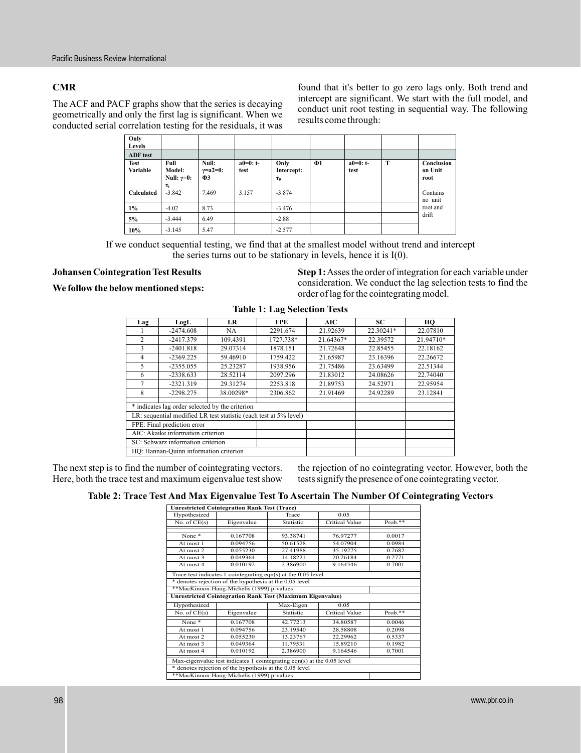### CMR

The ACF and PACF graphs show that the series is decaying geometrically and only the first lag is significant. When we conducted serial correlation testing for the residuals, it was found that it's better to go zero lags only. Both trend and intercept are significant. We start with the full model, and conduct unit root testing in sequential way. The following results come through:

| Only Levels | | | | | | | | |
|---|---|---|---|---|---|---|---|---|
| **ADF test** | | | | | | | | |
| **Test Variable** | **Full Model: Null: $\gamma$=0: $\tau_t$** | **Null: $\gamma$=a2=0: $\Phi$3** | **a0=0: t-test** | **Only Intercept: $\tau_\mu$** | **$\Phi$1** | **a0=0: t-test** | **T** | **Conclusion on Unit root** |
| **Calculated** | -3.842 | 7.469 | 3.157 | -3.874 | | | | Contains no unit root and drift |
| **1%** | -4.02 | 8.73 | | -3.476 | | | | |
| **5%** | -3.444 | 6.49 | | -2.88 | | | | |
| **10%** | -3.145 | 5.47 | | -2.577 | | | | |

If we conduct sequential testing, we find that at the smallest model without trend and intercept the series turns out to be stationary in levels, hence it is I(0).

### Johansen Cointegration Test Results

**We follow the below mentioned steps:**

**Step 1:** Asses the order of integration for each variable under consideration. We conduct the lag selection tests to find the order of lag for the cointegrating model.

**Table 1: Lag Selection Tests**

| Lag | LogL | LR | FPE | AIC | SC | HQ |
|---|---|---|---|---|---|---|
| 1 | -2474.608 | NA | 2291.674 | 21.92639 | 22.30241* | 22.07810 |
| 2 | -2417.379 | 109.4391 | 1727.738* | 21.64367* | 22.39572 | 21.94710* |
| 3 | -2401.818 | 29.07314 | 1878.151 | 21.72648 | 22.85455 | 22.18162 |
| 4 | -2369.225 | 59.46910 | 1759.422 | 21.65987 | 23.16396 | 22.26672 |
| 5 | -2355.055 | 25.23287 | 1938.956 | 21.75486 | 23.63499 | 22.51344 |
| 6 | -2338.633 | 28.52114 | 2097.296 | 21.83012 | 24.08626 | 22.74040 |
| 7 | -2321.319 | 29.31274 | 2253.818 | 21.89753 | 24.52971 | 22.95954 |
| 8 | -2298.275 | 38.00298* | 2306.862 | 21.91469 | 24.92289 | 23.12841 |

\* indicates lag order selected by the criterion
LR: sequential modified LR test statistic (each test at 5% level)
FPE: Final prediction error
AIC: Akaike information criterion
SC: Schwarz information criterion
HQ: Hannan-Quinn information criterion

The next step is to find the number of cointegrating vectors. Here, both the trace test and maximum eigenvalue test show the rejection of no cointegrating vector. However, both the tests signify the presence of one cointegrating vector.

**Table 2: Trace Test And Max Eigenvalue Test To Ascertain The Number Of Cointegrating Vectors**

**Unrestricted Cointegration Rank Test (Trace)**

| Hypothesized No. of CE(s) | Eigenvalue | Trace Statistic | 0.05 Critical Value | Prob.** |
|---|---|---|---|---|
| None * | 0.167708 | 93.38741 | 76.97277 | 0.0017 |
| At most 1 | 0.094756 | 50.61528 | 54.07904 | 0.0984 |
| At most 2 | 0.055230 | 27.41988 | 35.19275 | 0.2682 |
| At most 3 | 0.049364 | 14.18221 | 20.26184 | 0.2771 |
| At most 4 | 0.010192 | 2.386900 | 9.164546 | 0.7001 |

Trace test indicates 1 cointegrating eqn(s) at the 0.05 level
\* denotes rejection of the hypothesis at the 0.05 level
**MacKinnon-Haug-Michelis (1999) p-values

**Unrestricted Cointegration Rank Test (Maximum Eigenvalue)**

| Hypothesized No. of CE(s) | Eigenvalue | Max-Eigen Statistic | 0.05 Critical Value | Prob.** |
|---|---|---|---|---|
| None * | 0.167708 | 42.77213 | 34.80587 | 0.0046 |
| At most 1 | 0.094756 | 23.19540 | 28.58808 | 0.2098 |
| At most 2 | 0.055230 | 13.23767 | 22.29962 | 0.5337 |
| At most 3 | 0.049364 | 11.79531 | 15.89210 | 0.1982 |
| At most 4 | 0.010192 | 2.386900 | 9.164546 | 0.7001 |

Max-eigenvalue test indicates 1 cointegrating eqn(s) at the 0.05 level
\* denotes rejection of the hypothesis at the 0.05 level
**MacKinnon-Haug-Michelis (1999) p-values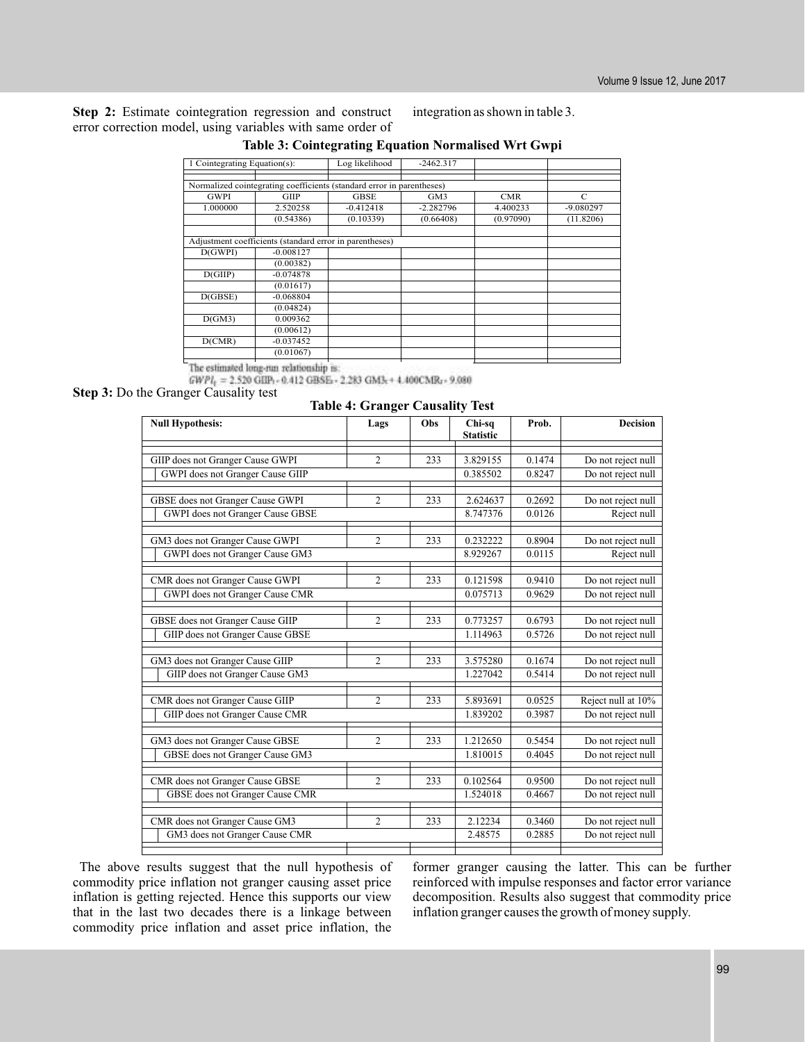**Step 2:** Estimate cointegration regression and construct error correction model, using variables with same order of integration as shown in table 3.

**Table 3: Cointegrating Equation Normalised Wrt Gwpi**

| 1 Cointegrating Equation(s): | | Log likelihood | -2462.317 | | |
|---|---|---|---|---|---|
| Normalized cointegrating coefficients (standard error in parentheses) | | | | | |
| GWPI | GIIP | GBSE | GM3 | CMR | C |
| 1.000000 | 2.520258 | -0.412418 | -2.282796 | 4.400233 | -9.080297 |
| | (0.54386) | (0.10339) | (0.66408) | (0.97090) | (11.8206) |
| Adjustment coefficients (standard error in parentheses) | | | | | |
| D(GWPI) | -0.008127 | | | | |
| | (0.00382) | | | | |
| D(GIIP) | -0.074878 | | | | |
| | (0.01617) | | | | |
| D(GBSE) | -0.068804 | | | | |
| | (0.04824) | | | | |
| D(GM3) | 0.009362 | | | | |
| | (0.00612) | | | | |
| D(CMR) | -0.037452 | | | | |
| | (0.01067) | | | | |

The estimated long-run relationship is:

$$GWPI_t = 2.520\,GIIP_t - 0.412\,GBSE_t - 2.283\,GM3_t + 4.400\,CMR_t - 9.080$$

**Step 3:** Do the Granger Causality test

**Table 4: Granger Causality Test**

| Null Hypothesis: | Lags | Obs | Chi-sq Statistic | Prob. | Decision |
|---|---|---|---|---|---|
| GIIP does not Granger Cause GWPI | 2 | 233 | 3.829155 | 0.1474 | Do not reject null |
| GWPI does not Granger Cause GIIP | | | 0.385502 | 0.8247 | Do not reject null |
| GBSE does not Granger Cause GWPI | 2 | 233 | 2.624637 | 0.2692 | Do not reject null |
| GWPI does not Granger Cause GBSE | | | 8.747376 | 0.0126 | Reject null |
| GM3 does not Granger Cause GWPI | 2 | 233 | 0.232222 | 0.8904 | Do not reject null |
| GWPI does not Granger Cause GM3 | | | 8.929267 | 0.0115 | Reject null |
| CMR does not Granger Cause GWPI | 2 | 233 | 0.121598 | 0.9410 | Do not reject null |
| GWPI does not Granger Cause CMR | | | 0.075713 | 0.9629 | Do not reject null |
| GBSE does not Granger Cause GIIP | 2 | 233 | 0.773257 | 0.6793 | Do not reject null |
| GIIP does not Granger Cause GBSE | | | 1.114963 | 0.5726 | Do not reject null |
| GM3 does not Granger Cause GIIP | 2 | 233 | 3.575280 | 0.1674 | Do not reject null |
| GIIP does not Granger Cause GM3 | | | 1.227042 | 0.5414 | Do not reject null |
| CMR does not Granger Cause GIIP | 2 | 233 | 5.893691 | 0.0525 | Reject null at 10% |
| GIIP does not Granger Cause CMR | | | 1.839202 | 0.3987 | Do not reject null |
| GM3 does not Granger Cause GBSE | 2 | 233 | 1.212650 | 0.5454 | Do not reject null |
| GBSE does not Granger Cause GM3 | | | 1.810015 | 0.4045 | Do not reject null |
| CMR does not Granger Cause GBSE | 2 | 233 | 0.102564 | 0.9500 | Do not reject null |
| GBSE does not Granger Cause CMR | | | 1.524018 | 0.4667 | Do not reject null |
| CMR does not Granger Cause GM3 | 2 | 233 | 2.12234 | 0.3460 | Do not reject null |
| GM3 does not Granger Cause CMR | | | 2.48575 | 0.2885 | Do not reject null |

The above results suggest that the null hypothesis of commodity price inflation not granger causing asset price inflation is getting rejected. Hence this supports our view that in the last two decades there is a linkage between commodity price inflation and asset price inflation, the former granger causing the latter. This can be further reinforced with impulse responses and factor error variance decomposition. Results also suggest that commodity price inflation granger causes the growth of money supply.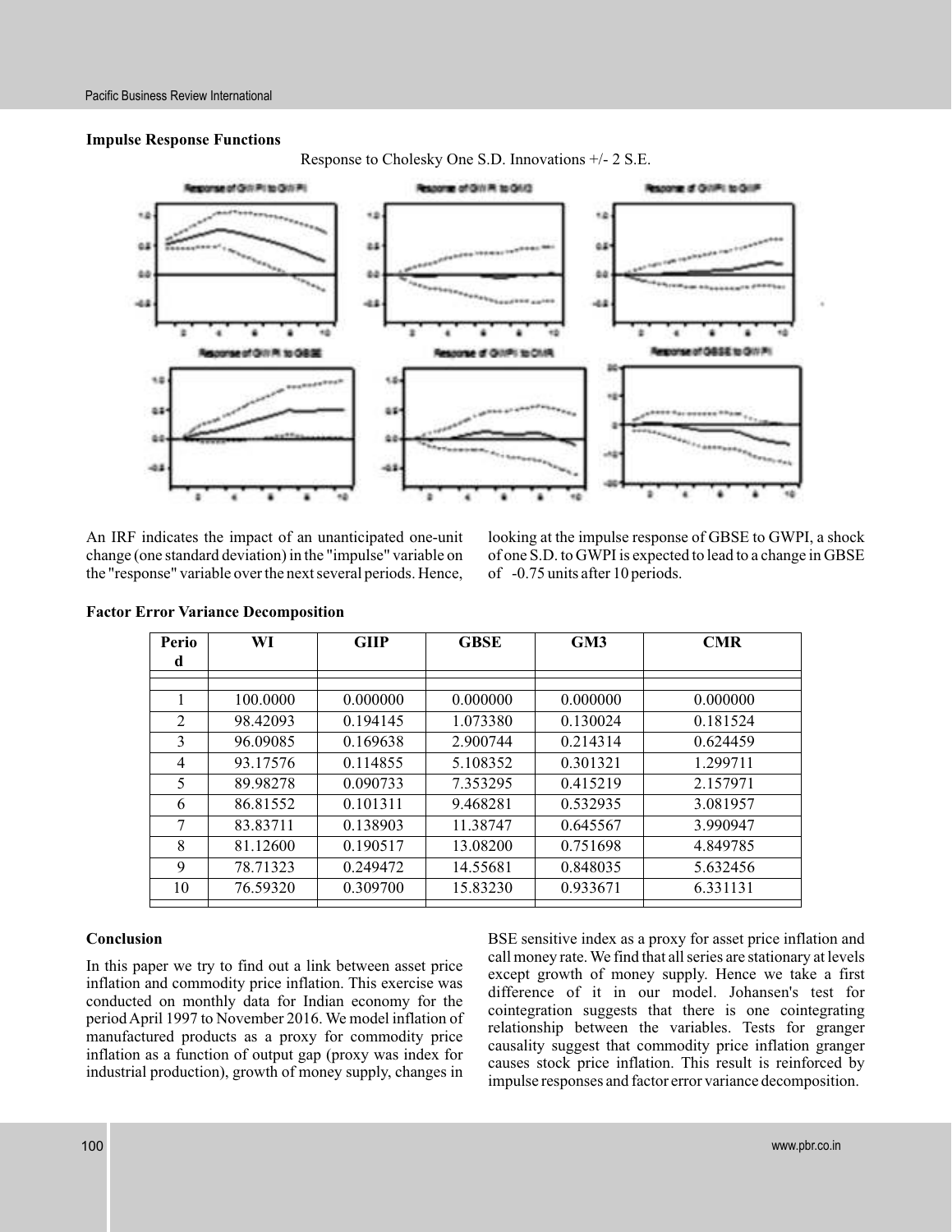### Impulse Response Functions

Response to Cholesky One S.D. Innovations +/- 2 S.E.

An IRF indicates the impact of an unanticipated one-unit change (one standard deviation) in the "impulse" variable on the "response" variable over the next several periods. Hence, looking at the impulse response of GBSE to GWPI, a shock of one S.D. to GWPI is expected to lead to a change in GBSE of -0.75 units after 10 periods.

### Factor Error Variance Decomposition

| Period | WI | GIIP | GBSE | GM3 | CMR |
|---|---|---|---|---|---|
| | | | | | |
| 1 | 100.0000 | 0.000000 | 0.000000 | 0.000000 | 0.000000 |
| 2 | 98.42093 | 0.194145 | 1.073380 | 0.130024 | 0.181524 |
| 3 | 96.09085 | 0.169638 | 2.900744 | 0.214314 | 0.624459 |
| 4 | 93.17576 | 0.114855 | 5.108352 | 0.301321 | 1.299711 |
| 5 | 89.98278 | 0.090733 | 7.353295 | 0.415219 | 2.157971 |
| 6 | 86.81552 | 0.101311 | 9.468281 | 0.532935 | 3.081957 |
| 7 | 83.83711 | 0.138903 | 11.38747 | 0.645567 | 3.990947 |
| 8 | 81.12600 | 0.190517 | 13.08200 | 0.751698 | 4.849785 |
| 9 | 78.71323 | 0.249472 | 14.55681 | 0.848035 | 5.632456 |
| 10 | 76.59320 | 0.309700 | 15.83230 | 0.933671 | 6.331131 |

### Conclusion

In this paper we try to find out a link between asset price inflation and commodity price inflation. This exercise was conducted on monthly data for Indian economy for the period April 1997 to November 2016. We model inflation of manufactured products as a proxy for commodity price inflation as a function of output gap (proxy was index for industrial production), growth of money supply, changes in BSE sensitive index as a proxy for asset price inflation and call money rate. We find that all series are stationary at levels except growth of money supply. Hence we take a first difference of it in our model. Johansen's test for cointegration suggests that there is one cointegrating relationship between the variables. Tests for granger causality suggest that commodity price inflation granger causes stock price inflation. This result is reinforced by impulse responses and factor error variance decomposition.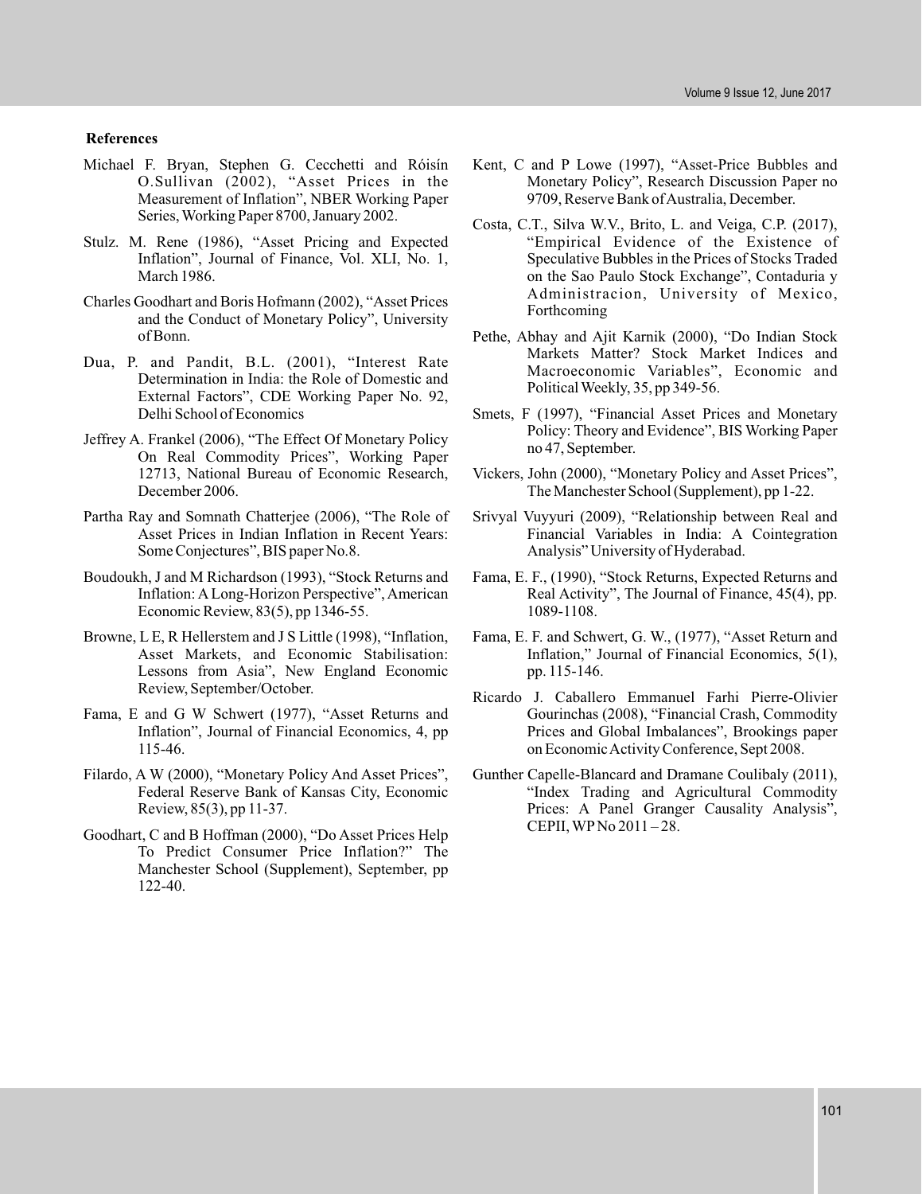**References**

Michael F. Bryan, Stephen G. Cecchetti and Róisín O.Sullivan (2002), "Asset Prices in the Measurement of Inflation", NBER Working Paper Series, Working Paper 8700, January 2002.

Stulz. M. Rene (1986), "Asset Pricing and Expected Inflation", Journal of Finance, Vol. XLI, No. 1, March 1986.

Charles Goodhart and Boris Hofmann (2002), "Asset Prices and the Conduct of Monetary Policy", University of Bonn.

Dua, P. and Pandit, B.L. (2001), "Interest Rate Determination in India: the Role of Domestic and External Factors", CDE Working Paper No. 92, Delhi School of Economics

Jeffrey A. Frankel (2006), "The Effect Of Monetary Policy On Real Commodity Prices", Working Paper 12713, National Bureau of Economic Research, December 2006.

Partha Ray and Somnath Chatterjee (2006), "The Role of Asset Prices in Indian Inflation in Recent Years: Some Conjectures", BIS paper No.8.

Boudoukh, J and M Richardson (1993), "Stock Returns and Inflation: A Long-Horizon Perspective", American Economic Review, 83(5), pp 1346-55.

Browne, L E, R Hellerstem and J S Little (1998), "Inflation, Asset Markets, and Economic Stabilisation: Lessons from Asia", New England Economic Review, September/October.

Fama, E and G W Schwert (1977), "Asset Returns and Inflation", Journal of Financial Economics, 4, pp 115-46.

Filardo, A W (2000), "Monetary Policy And Asset Prices", Federal Reserve Bank of Kansas City, Economic Review, 85(3), pp 11-37.

Goodhart, C and B Hoffman (2000), "Do Asset Prices Help To Predict Consumer Price Inflation?" The Manchester School (Supplement), September, pp 122-40.

Kent, C and P Lowe (1997), "Asset-Price Bubbles and Monetary Policy", Research Discussion Paper no 9709, Reserve Bank of Australia, December.

Costa, C.T., Silva W.V., Brito, L. and Veiga, C.P. (2017), "Empirical Evidence of the Existence of Speculative Bubbles in the Prices of Stocks Traded on the Sao Paulo Stock Exchange", Contaduria y Administracion, University of Mexico, Forthcoming

Pethe, Abhay and Ajit Karnik (2000), "Do Indian Stock Markets Matter? Stock Market Indices and Macroeconomic Variables", Economic and Political Weekly, 35, pp 349-56.

Smets, F (1997), "Financial Asset Prices and Monetary Policy: Theory and Evidence", BIS Working Paper no 47, September.

Vickers, John (2000), "Monetary Policy and Asset Prices", The Manchester School (Supplement), pp 1-22.

Srivyal Vuyyuri (2009), "Relationship between Real and Financial Variables in India: A Cointegration Analysis" University of Hyderabad.

Fama, E. F., (1990), "Stock Returns, Expected Returns and Real Activity", The Journal of Finance, 45(4), pp. 1089-1108.

Fama, E. F. and Schwert, G. W., (1977), "Asset Return and Inflation," Journal of Financial Economics, 5(1), pp. 115-146.

Ricardo J. Caballero Emmanuel Farhi Pierre-Olivier Gourinchas (2008), "Financial Crash, Commodity Prices and Global Imbalances", Brookings paper on Economic Activity Conference, Sept 2008.

Gunther Capelle-Blancard and Dramane Coulibaly (2011), "Index Trading and Agricultural Commodity Prices: A Panel Granger Causality Analysis", CEPII, WP No 2011 – 28.